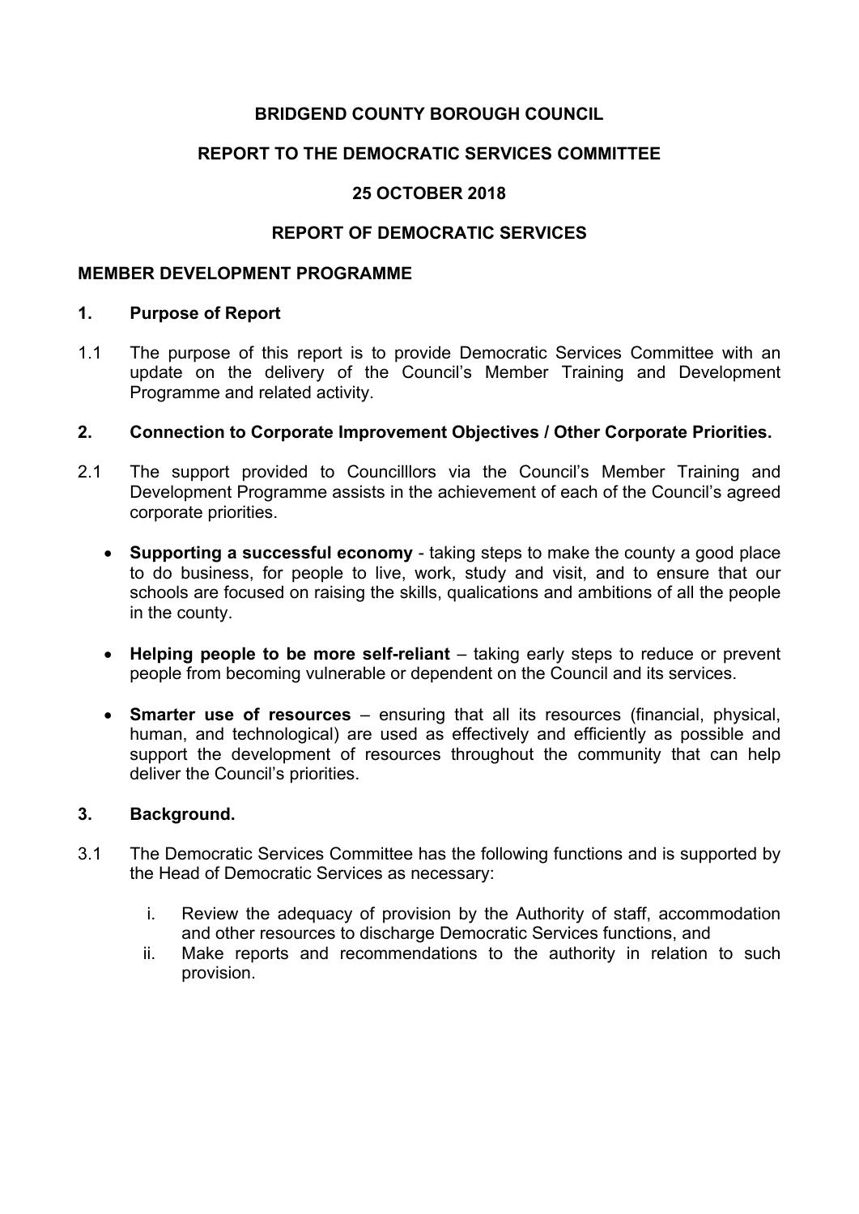**BRIDGEND COUNTY BOROUGH COUNCIL**

**REPORT TO THE DEMOCRATIC SERVICES COMMITTEE**

**25 OCTOBER 2018**

**REPORT OF DEMOCRATIC SERVICES**

**MEMBER DEVELOPMENT PROGRAMME**

## 1. Purpose of Report

1.1 The purpose of this report is to provide Democratic Services Committee with an update on the delivery of the Council's Member Training and Development Programme and related activity.

## 2. Connection to Corporate Improvement Objectives / Other Corporate Priorities.

2.1 The support provided to Councilllors via the Council's Member Training and Development Programme assists in the achievement of each of the Council's agreed corporate priorities.

- **Supporting a successful economy** - taking steps to make the county a good place to do business, for people to live, work, study and visit, and to ensure that our schools are focused on raising the skills, qualications and ambitions of all the people in the county.
- **Helping people to be more self-reliant** – taking early steps to reduce or prevent people from becoming vulnerable or dependent on the Council and its services.
- **Smarter use of resources** – ensuring that all its resources (financial, physical, human, and technological) are used as effectively and efficiently as possible and support the development of resources throughout the community that can help deliver the Council's priorities.

## 3. Background.

3.1 The Democratic Services Committee has the following functions and is supported by the Head of Democratic Services as necessary:

i. Review the adequacy of provision by the Authority of staff, accommodation and other resources to discharge Democratic Services functions, and
ii. Make reports and recommendations to the authority in relation to such provision.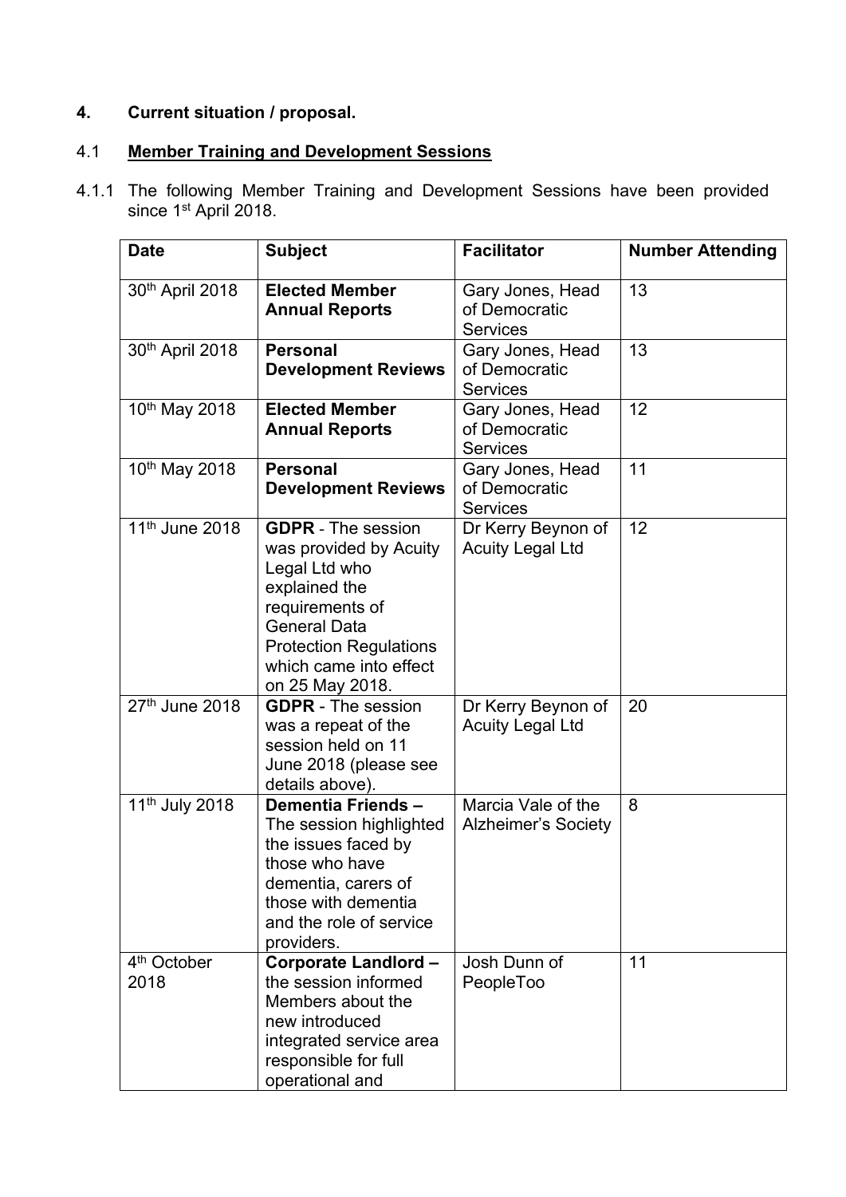## 4. Current situation / proposal.

### 4.1 **Member Training and Development Sessions**

4.1.1 The following Member Training and Development Sessions have been provided since 1st April 2018.

| Date | Subject | Facilitator | Number Attending |
|---|---|---|---|
| 30th April 2018 | **Elected Member Annual Reports** | Gary Jones, Head of Democratic Services | 13 |
| 30th April 2018 | **Personal Development Reviews** | Gary Jones, Head of Democratic Services | 13 |
| 10th May 2018 | **Elected Member Annual Reports** | Gary Jones, Head of Democratic Services | 12 |
| 10th May 2018 | **Personal Development Reviews** | Gary Jones, Head of Democratic Services | 11 |
| 11th June 2018 | **GDPR** - The session was provided by Acuity Legal Ltd who explained the requirements of General Data Protection Regulations which came into effect on 25 May 2018. | Dr Kerry Beynon of Acuity Legal Ltd | 12 |
| 27th June 2018 | **GDPR** - The session was a repeat of the session held on 11 June 2018 (please see details above). | Dr Kerry Beynon of Acuity Legal Ltd | 20 |
| 11th July 2018 | **Dementia Friends –** The session highlighted the issues faced by those who have dementia, carers of those with dementia and the role of service providers. | Marcia Vale of the Alzheimer's Society | 8 |
| 4th October 2018 | **Corporate Landlord –** the session informed Members about the new introduced integrated service area responsible for full operational and | Josh Dunn of PeopleToo | 11 |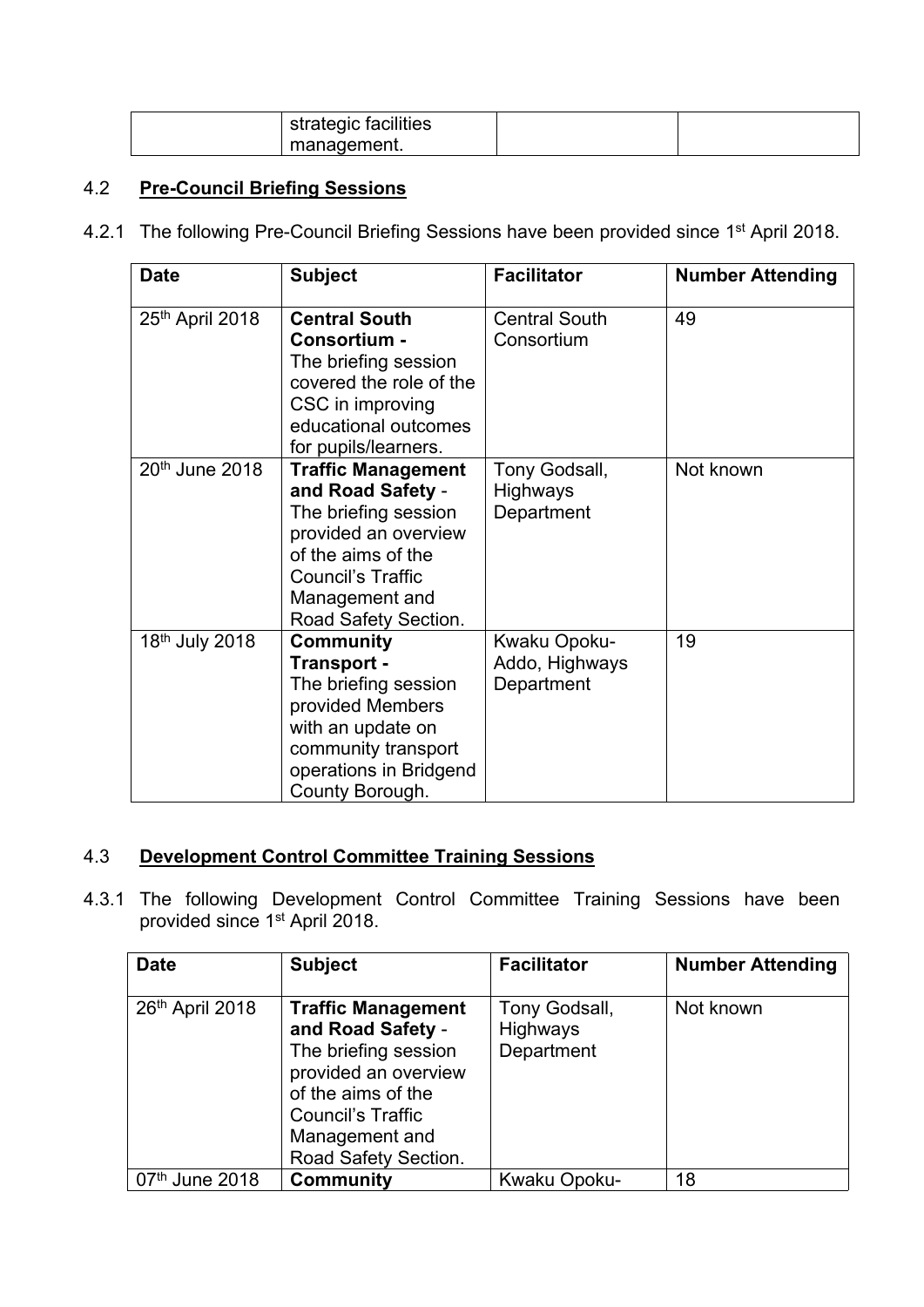| | strategic facilities management. | | |
|---|---|---|---|

## 4.2 **Pre-Council Briefing Sessions**

4.2.1 The following Pre-Council Briefing Sessions have been provided since 1st April 2018.

| Date | Subject | Facilitator | Number Attending |
|---|---|---|---|
| 25th April 2018 | **Central South Consortium -** The briefing session covered the role of the CSC in improving educational outcomes for pupils/learners. | Central South Consortium | 49 |
| 20th June 2018 | **Traffic Management and Road Safety** - The briefing session provided an overview of the aims of the Council's Traffic Management and Road Safety Section. | Tony Godsall, Highways Department | Not known |
| 18th July 2018 | **Community Transport -** The briefing session provided Members with an update on community transport operations in Bridgend County Borough. | Kwaku Opoku-Addo, Highways Department | 19 |

## 4.3 **Development Control Committee Training Sessions**

4.3.1 The following Development Control Committee Training Sessions have been provided since 1st April 2018.

| Date | Subject | Facilitator | Number Attending |
|---|---|---|---|
| 26th April 2018 | **Traffic Management and Road Safety** - The briefing session provided an overview of the aims of the Council's Traffic Management and Road Safety Section. | Tony Godsall, Highways Department | Not known |
| 07th June 2018 | **Community** | Kwaku Opoku- | 18 |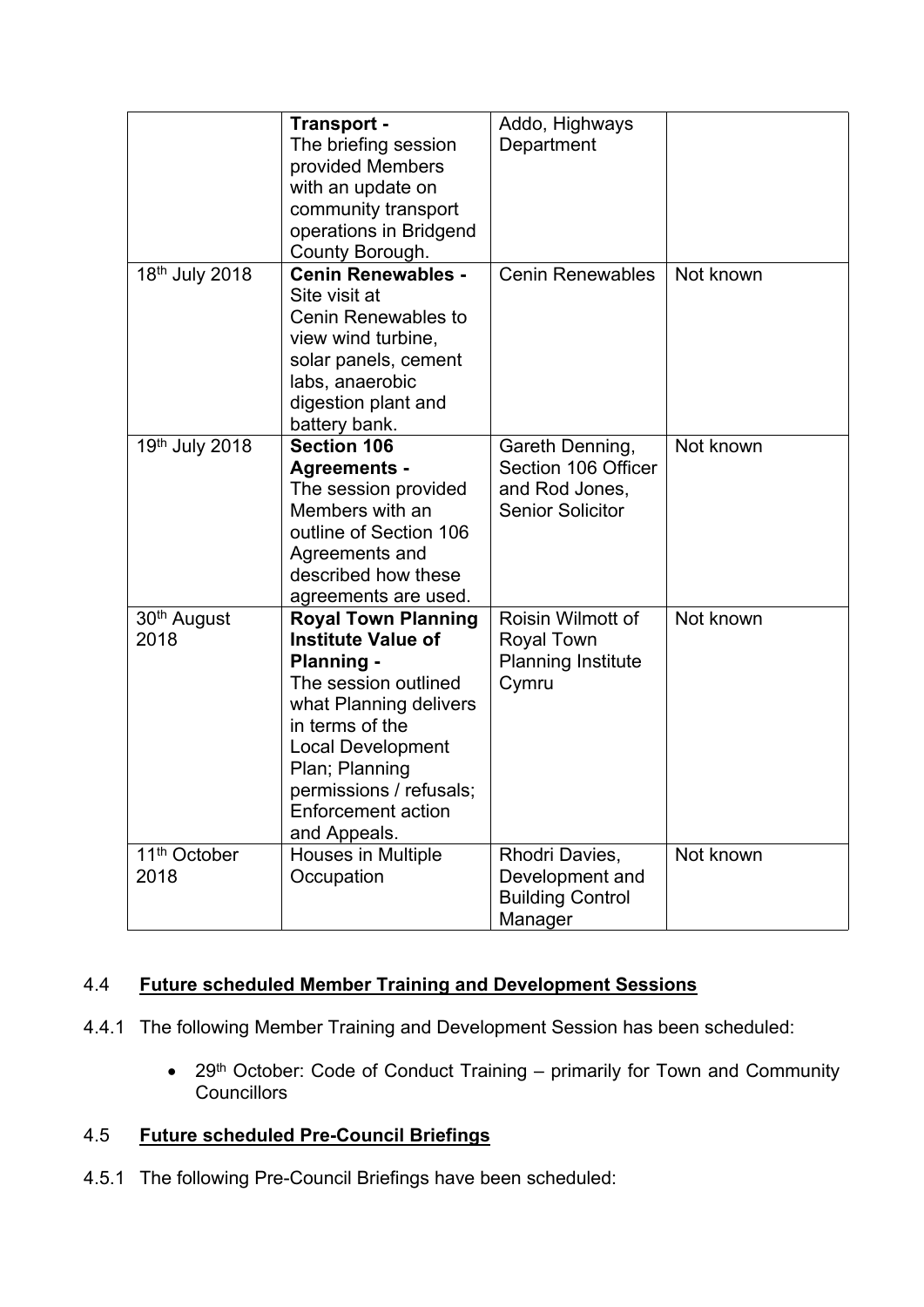| | | | |
|---|---|---|---|
| | **Transport -** The briefing session provided Members with an update on community transport operations in Bridgend County Borough. | Addo, Highways Department | |
| 18th July 2018 | **Cenin Renewables -** Site visit at Cenin Renewables to view wind turbine, solar panels, cement labs, anaerobic digestion plant and battery bank. | Cenin Renewables | Not known |
| 19th July 2018 | **Section 106 Agreements -** The session provided Members with an outline of Section 106 Agreements and described how these agreements are used. | Gareth Denning, Section 106 Officer and Rod Jones, Senior Solicitor | Not known |
| 30th August 2018 | **Royal Town Planning Institute Value of Planning -** The session outlined what Planning delivers in terms of the Local Development Plan; Planning permissions / refusals; Enforcement action and Appeals. | Roisin Wilmott of Royal Town Planning Institute Cymru | Not known |
| 11th October 2018 | Houses in Multiple Occupation | Rhodri Davies, Development and Building Control Manager | Not known |

4.4 **Future scheduled Member Training and Development Sessions**

4.4.1 The following Member Training and Development Session has been scheduled:

- 29th October: Code of Conduct Training – primarily for Town and Community Councillors

4.5 **Future scheduled Pre-Council Briefings**

4.5.1 The following Pre-Council Briefings have been scheduled: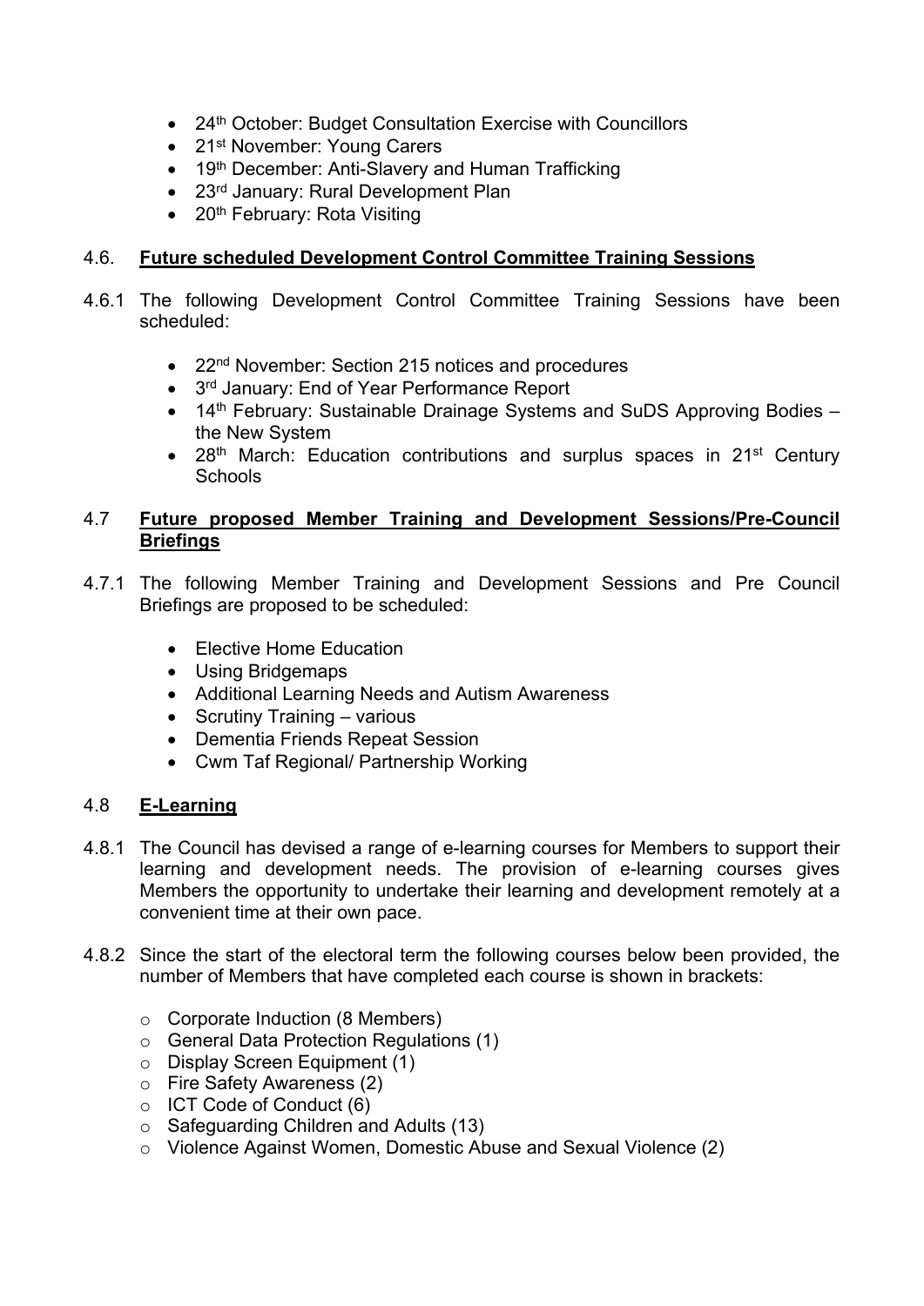- 24th October: Budget Consultation Exercise with Councillors
- 21st November: Young Carers
- 19th December: Anti-Slavery and Human Trafficking
- 23rd January: Rural Development Plan
- 20th February: Rota Visiting

## 4.6. Future scheduled Development Control Committee Training Sessions

4.6.1 The following Development Control Committee Training Sessions have been scheduled:

- 22nd November: Section 215 notices and procedures
- 3rd January: End of Year Performance Report
- 14th February: Sustainable Drainage Systems and SuDS Approving Bodies – the New System
- 28th March: Education contributions and surplus spaces in 21st Century Schools

## 4.7 Future proposed Member Training and Development Sessions/Pre-Council Briefings

4.7.1 The following Member Training and Development Sessions and Pre Council Briefings are proposed to be scheduled:

- Elective Home Education
- Using Bridgemaps
- Additional Learning Needs and Autism Awareness
- Scrutiny Training – various
- Dementia Friends Repeat Session
- Cwm Taf Regional/ Partnership Working

## 4.8 E-Learning

4.8.1 The Council has devised a range of e-learning courses for Members to support their learning and development needs. The provision of e-learning courses gives Members the opportunity to undertake their learning and development remotely at a convenient time at their own pace.

4.8.2 Since the start of the electoral term the following courses below been provided, the number of Members that have completed each course is shown in brackets:

- Corporate Induction (8 Members)
- General Data Protection Regulations (1)
- Display Screen Equipment (1)
- Fire Safety Awareness (2)
- ICT Code of Conduct (6)
- Safeguarding Children and Adults (13)
- Violence Against Women, Domestic Abuse and Sexual Violence (2)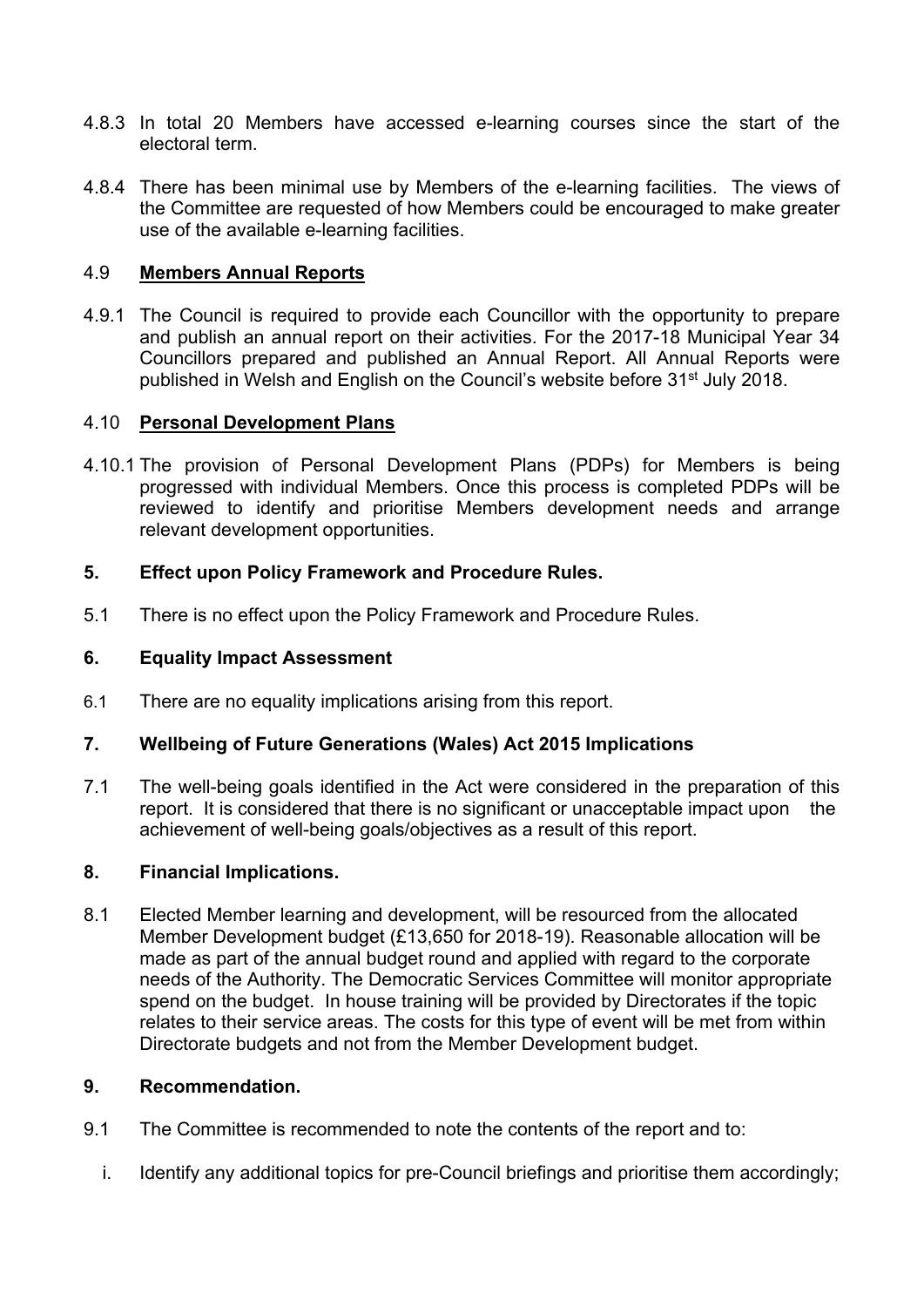4.8.3 In total 20 Members have accessed e-learning courses since the start of the electoral term.

4.8.4 There has been minimal use by Members of the e-learning facilities. The views of the Committee are requested of how Members could be encouraged to make greater use of the available e-learning facilities.

### 4.9 **Members Annual Reports**

4.9.1 The Council is required to provide each Councillor with the opportunity to prepare and publish an annual report on their activities. For the 2017-18 Municipal Year 34 Councillors prepared and published an Annual Report. All Annual Reports were published in Welsh and English on the Council's website before 31st July 2018.

### 4.10 **Personal Development Plans**

4.10.1 The provision of Personal Development Plans (PDPs) for Members is being progressed with individual Members. Once this process is completed PDPs will be reviewed to identify and prioritise Members development needs and arrange relevant development opportunities.

## 5. Effect upon Policy Framework and Procedure Rules.

5.1 There is no effect upon the Policy Framework and Procedure Rules.

## 6. Equality Impact Assessment

6.1 There are no equality implications arising from this report.

## 7. Wellbeing of Future Generations (Wales) Act 2015 Implications

7.1 The well-being goals identified in the Act were considered in the preparation of this report. It is considered that there is no significant or unacceptable impact upon the achievement of well-being goals/objectives as a result of this report.

## 8. Financial Implications.

8.1 Elected Member learning and development, will be resourced from the allocated Member Development budget (£13,650 for 2018-19). Reasonable allocation will be made as part of the annual budget round and applied with regard to the corporate needs of the Authority. The Democratic Services Committee will monitor appropriate spend on the budget. In house training will be provided by Directorates if the topic relates to their service areas. The costs for this type of event will be met from within Directorate budgets and not from the Member Development budget.

## 9. Recommendation.

9.1 The Committee is recommended to note the contents of the report and to:

i. Identify any additional topics for pre-Council briefings and prioritise them accordingly;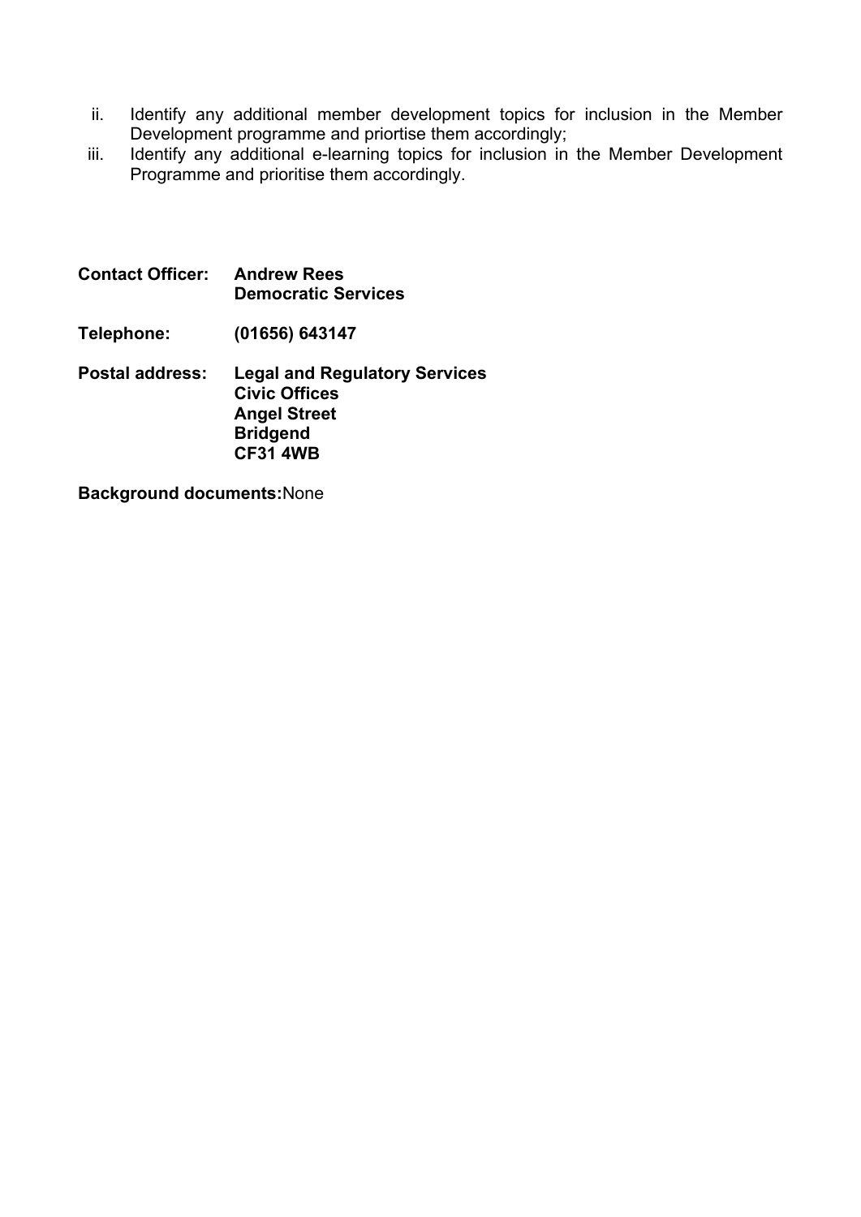ii. Identify any additional member development topics for inclusion in the Member Development programme and priortise them accordingly;
iii. Identify any additional e-learning topics for inclusion in the Member Development Programme and prioritise them accordingly.

**Contact Officer:** **Andrew Rees**
**Democratic Services**

**Telephone:** **(01656) 643147**

**Postal address:** **Legal and Regulatory Services**
**Civic Offices**
**Angel Street**
**Bridgend**
**CF31 4WB**

**Background documents:** None